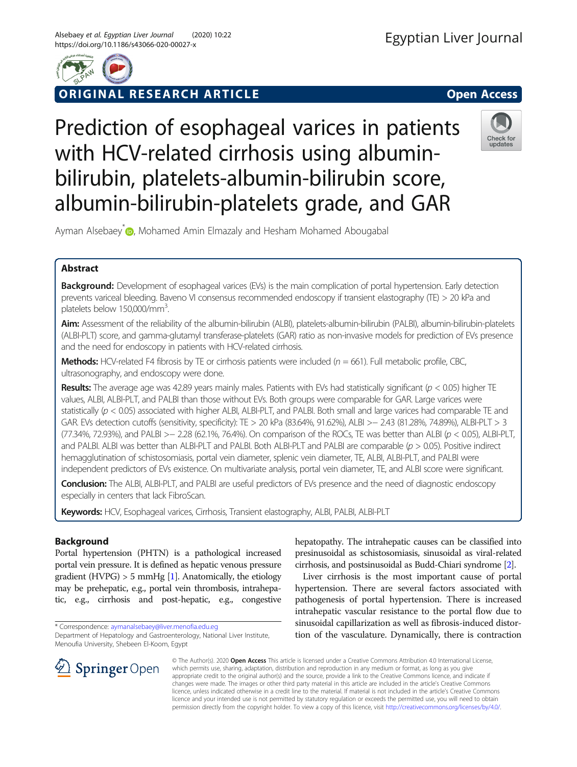ORIGINAL RESEARCH ARTICLE

Open Access

# Prediction of esophageal varices in patients with HCV-related cirrhosis using albumin-bilirubin, platelets-albumin-bilirubin score, albumin-bilirubin-platelets grade, and GAR

Ayman Alsebaey*, Mohamed Amin Elmazaly and Hesham Mohamed Abougabal

## Abstract

**Background:** Development of esophageal varices (EVs) is the main complication of portal hypertension. Early detection prevents variceal bleeding. Baveno VI consensus recommended endoscopy if transient elastography (TE) > 20 kPa and platelets below 150,000/mm$^3$.

**Aim:** Assessment of the reliability of the albumin-bilirubin (ALBI), platelets-albumin-bilirubin (PALBI), albumin-bilirubin-platelets (ALBI-PLT) score, and gamma-glutamyl transferase-platelets (GAR) ratio as non-invasive models for prediction of EVs presence and the need for endoscopy in patients with HCV-related cirrhosis.

**Methods:** HCV-related F4 fibrosis by TE or cirrhosis patients were included ($n$ = 661). Full metabolic profile, CBC, ultrasonography, and endoscopy were done.

**Results:** The average age was 42.89 years mainly males. Patients with EVs had statistically significant ($p < 0.05$) higher TE values, ALBI, ALBI-PLT, and PALBI than those without EVs. Both groups were comparable for GAR. Large varices were statistically ($p < 0.05$) associated with higher ALBI, ALBI-PLT, and PALBI. Both small and large varices had comparable TE and GAR. EVs detection cutoffs (sensitivity, specificity): TE > 20 kPa (83.64%, 91.62%), ALBI >− 2.43 (81.28%, 74.89%), ALBI-PLT > 3 (77.34%, 72.93%), and PALBI >− 2.28 (62.1%, 76.4%). On comparison of the ROCs, TE was better than ALBI ($p < 0.05$), ALBI-PLT, and PALBI. ALBI was better than ALBI-PLT and PALBI. Both ALBI-PLT and PALBI are comparable ($p > 0.05$). Positive indirect hemagglutination of schistosomiasis, portal vein diameter, splenic vein diameter, TE, ALBI, ALBI-PLT, and PALBI were independent predictors of EVs existence. On multivariate analysis, portal vein diameter, TE, and ALBI score were significant.

**Conclusion:** The ALBI, ALBI-PLT, and PALBI are useful predictors of EVs presence and the need of diagnostic endoscopy especially in centers that lack FibroScan.

**Keywords:** HCV, Esophageal varices, Cirrhosis, Transient elastography, ALBI, PALBI, ALBI-PLT

## Background

Portal hypertension (PHTN) is a pathological increased portal vein pressure. It is defined as hepatic venous pressure gradient (HVPG) > 5 mmHg [1]. Anatomically, the etiology may be prehepatic, e.g., portal vein thrombosis, intrahepatic, e.g., cirrhosis and post-hepatic, e.g., congestive hepatopathy. The intrahepatic causes can be classified into presinusoidal as schistosomiasis, sinusoidal as viral-related cirrhosis, and postsinusoidal as Budd-Chiari syndrome [2].

Liver cirrhosis is the most important cause of portal hypertension. There are several factors associated with pathogenesis of portal hypertension. There is increased intrahepatic vascular resistance to the portal flow due to sinusoidal capillarization as well as fibrosis-induced distortion of the vasculature. Dynamically, there is contraction

\* Correspondence: aymanalsebaey@liver.menofia.edu.eg
Department of Hepatology and Gastroenterology, National Liver Institute, Menoufia University, Shebeen El-Koom, Egypt

© The Author(s). 2020 **Open Access** This article is licensed under a Creative Commons Attribution 4.0 International License, which permits use, sharing, adaptation, distribution and reproduction in any medium or format, as long as you give appropriate credit to the original author(s) and the source, provide a link to the Creative Commons licence, and indicate if changes were made. The images or other third party material in this article are included in the article's Creative Commons licence, unless indicated otherwise in a credit line to the material. If material is not included in the article's Creative Commons licence and your intended use is not permitted by statutory regulation or exceeds the permitted use, you will need to obtain permission directly from the copyright holder. To view a copy of this licence, visit http://creativecommons.org/licenses/by/4.0/.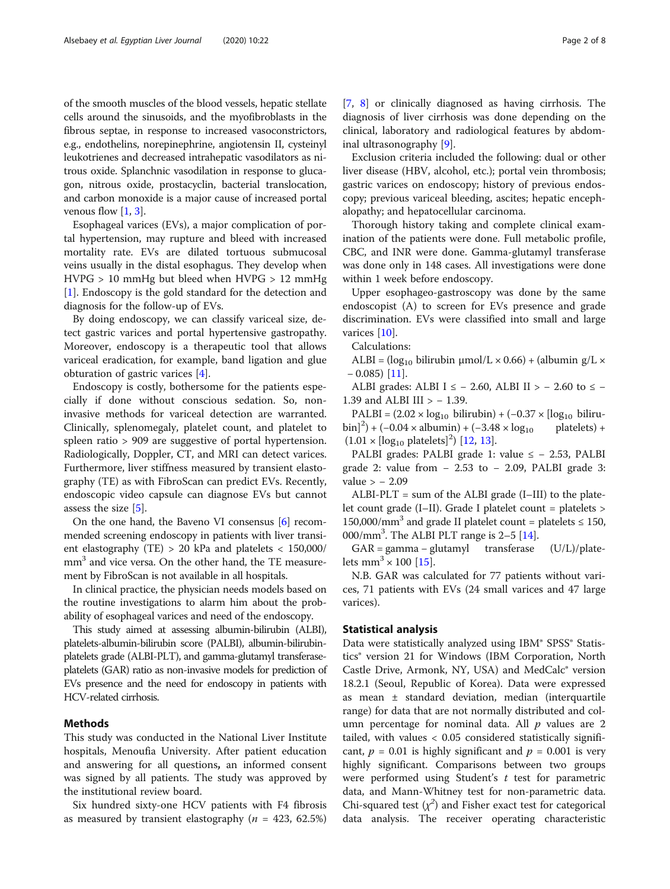of the smooth muscles of the blood vessels, hepatic stellate cells around the sinusoids, and the myofibroblasts in the fibrous septae, in response to increased vasoconstrictors, e.g., endothelins, norepinephrine, angiotensin II, cysteinyl leukotrienes and decreased intrahepatic vasodilators as nitrous oxide. Splanchnic vasodilation in response to glucagon, nitrous oxide, prostacyclin, bacterial translocation, and carbon monoxide is a major cause of increased portal venous flow [1, 3].

Esophageal varices (EVs), a major complication of portal hypertension, may rupture and bleed with increased mortality rate. EVs are dilated tortuous submucosal veins usually in the distal esophagus. They develop when HVPG > 10 mmHg but bleed when HVPG > 12 mmHg [1]. Endoscopy is the gold standard for the detection and diagnosis for the follow-up of EVs.

By doing endoscopy, we can classify variceal size, detect gastric varices and portal hypertensive gastropathy. Moreover, endoscopy is a therapeutic tool that allows variceal eradication, for example, band ligation and glue obturation of gastric varices [4].

Endoscopy is costly, bothersome for the patients especially if done without conscious sedation. So, non-invasive methods for variceal detection are warranted. Clinically, splenomegaly, platelet count, and platelet to spleen ratio > 909 are suggestive of portal hypertension. Radiologically, Doppler, CT, and MRI can detect varices. Furthermore, liver stiffness measured by transient elastography (TE) as with FibroScan can predict EVs. Recently, endoscopic video capsule can diagnose EVs but cannot assess the size [5].

On the one hand, the Baveno VI consensus [6] recommended screening endoscopy in patients with liver transient elastography (TE) > 20 kPa and platelets < 150,000/mm$^3$ and vice versa. On the other hand, the TE measurement by FibroScan is not available in all hospitals.

In clinical practice, the physician needs models based on the routine investigations to alarm him about the probability of esophageal varices and need of the endoscopy.

This study aimed at assessing albumin-bilirubin (ALBI), platelets-albumin-bilirubin score (PALBI), albumin-bilirubin-platelets grade (ALBI-PLT), and gamma-glutamyl transferase-platelets (GAR) ratio as non-invasive models for prediction of EVs presence and the need for endoscopy in patients with HCV-related cirrhosis.

## Methods

This study was conducted in the National Liver Institute hospitals, Menoufia University. After patient education and answering for all questions**,** an informed consent was signed by all patients. The study was approved by the institutional review board.

Six hundred sixty-one HCV patients with F4 fibrosis as measured by transient elastography ($n$ = 423, 62.5%) [7, 8] or clinically diagnosed as having cirrhosis. The diagnosis of liver cirrhosis was done depending on the clinical, laboratory and radiological features by abdominal ultrasonography [9].

Exclusion criteria included the following: dual or other liver disease (HBV, alcohol, etc.); portal vein thrombosis; gastric varices on endoscopy; history of previous endoscopy; previous variceal bleeding, ascites; hepatic encephalopathy; and hepatocellular carcinoma.

Thorough history taking and complete clinical examination of the patients were done. Full metabolic profile, CBC, and INR were done. Gamma-glutamyl transferase was done only in 148 cases. All investigations were done within 1 week before endoscopy.

Upper esophageo-gastroscopy was done by the same endoscopist (A) to screen for EVs presence and grade discrimination. EVs were classified into small and large varices [10].

Calculations:

ALBI = ($\log_{10}$ bilirubin μmol/L × 0.66) + (albumin g/L × − 0.085) [11].

ALBI grades: ALBI I ≤ − 2.60, ALBI II > − 2.60 to ≤ − 1.39 and ALBI III > − 1.39.

PALBI = (2.02 × $\log_{10}$ bilirubin) + (−0.37 × [$\log_{10}$ bilirubin]$^2$) + (−0.04 × albumin) + (−3.48 × $\log_{10}$ platelets) + (1.01 × [$\log_{10}$ platelets]$^2$) [12, 13].

PALBI grades: PALBI grade 1: value ≤ − 2.53, PALBI grade 2: value from − 2.53 to − 2.09, PALBI grade 3: value > − 2.09

ALBI-PLT = sum of the ALBI grade (I–III) to the platelet count grade (I–II). Grade I platelet count = platelets > 150,000/mm$^3$ and grade II platelet count = platelets ≤ 150,000/mm$^3$. The ALBI PLT range is 2–5 [14].

GAR = gamma − glutamyl transferase (U/L)/platelets mm$^3$ × 100 [15].

N.B. GAR was calculated for 77 patients without varices, 71 patients with EVs (24 small varices and 47 large varices).

## Statistical analysis

Data were statistically analyzed using IBM® SPSS® Statistics® version 21 for Windows (IBM Corporation, North Castle Drive, Armonk, NY, USA) and MedCalc® version 18.2.1 (Seoul, Republic of Korea). Data were expressed as mean ± standard deviation, median (interquartile range) for data that are not normally distributed and column percentage for nominal data. All $p$ values are 2 tailed, with values < 0.05 considered statistically significant, $p$ = 0.01 is highly significant and $p$ = 0.001 is very highly significant. Comparisons between two groups were performed using Student's $t$ test for parametric data, and Mann-Whitney test for non-parametric data. Chi-squared test ($\chi^2$) and Fisher exact test for categorical data analysis. The receiver operating characteristic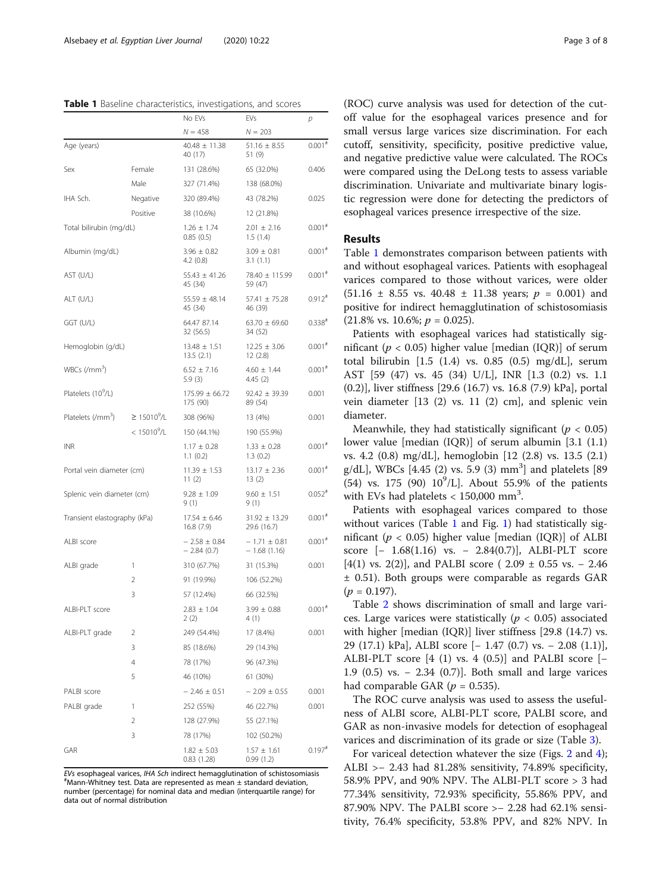**Table 1** Baseline characteristics, investigations, and scores

| | | No EVs | EVs | p |
|---|---|---|---|---|
| | | N = 458 | N = 203 | |
| Age (years) | | 40.48 ± 11.38<br>40 (17) | 51.16 ± 8.55<br>51 (9) | 0.001[#] |
| Sex | Female | 131 (28.6%) | 65 (32.0%) | 0.406 |
| | Male | 327 (71.4%) | 138 (68.0%) | |
| IHA Sch. | Negative | 320 (89.4%) | 43 (78.2%) | 0.025 |
| | Positive | 38 (10.6%) | 12 (21.8%) | |
| Total bilirubin (mg/dL) | | 1.26 ± 1.74<br>0.85 (0.5) | 2.01 ± 2.16<br>1.5 (1.4) | 0.001[#] |
| Albumin (mg/dL) | | 3.96 ± 0.82<br>4.2 (0.8) | 3.09 ± 0.81<br>3.1 (1.1) | 0.001[#] |
| AST (U/L) | | 55.43 ± 41.26<br>45 (34) | 78.40 ± 115.99<br>59 (47) | 0.001[#] |
| ALT (U/L) | | 55.59 ± 48.14<br>45 (34) | 57.41 ± 75.28<br>46 (39) | 0.912[#] |
| GGT (U/L) | | 64.47 87.14<br>32 (56.5) | 63.70 ± 69.60<br>34 (52) | 0.338[#] |
| Hemoglobin (g/dL) | | 13.48 ± 1.51<br>13.5 (2.1) | 12.25 ± 3.06<br>12 (2.8) | 0.001[#] |
| WBCs (/mm$^3$) | | 6.52 ± 7.16<br>5.9 (3) | 4.60 ± 1.44<br>4.45 (2) | 0.001[#] |
| Platelets ($10^9$/L) | | 175.99 ± 66.72<br>175 (90) | 92.42 ± 39.39<br>89 (54) | 0.001 |
| Platelets (/mm$^3$) | ≥ 15010$^9$/L | 308 (96%) | 13 (4%) | 0.001 |
| | < 15010$^9$/L | 150 (44.1%) | 190 (55.9%) | |
| INR | | 1.17 ± 0.28<br>1.1 (0.2) | 1.33 ± 0.28<br>1.3 (0.2) | 0.001[#] |
| Portal vein diameter (cm) | | 11.39 ± 1.53<br>11 (2) | 13.17 ± 2.36<br>13 (2) | 0.001[#] |
| Splenic vein diameter (cm) | | 9.28 ± 1.09<br>9 (1) | 9.60 ± 1.51<br>9 (1) | 0.052[#] |
| Transient elastography (kPa) | | 17.54 ± 6.46<br>16.8 (7.9) | 31.92 ± 13.29<br>29.6 (16.7) | 0.001[#] |
| ALBI score | | − 2.58 ± 0.84<br>− 2.84 (0.7) | − 1.71 ± 0.81<br>− 1.68 (1.16) | 0.001[#] |
| ALBI grade | 1 | 310 (67.7%) | 31 (15.3%) | 0.001 |
| | 2 | 91 (19.9%) | 106 (52.2%) | |
| | 3 | 57 (12.4%) | 66 (32.5%) | |
| ALBI-PLT score | | 2.83 ± 1.04<br>2 (2) | 3.99 ± 0.88<br>4 (1) | 0.001[#] |
| ALBI-PLT grade | 2 | 249 (54.4%) | 17 (8.4%) | 0.001 |
| | 3 | 85 (18.6%) | 29 (14.3%) | |
| | 4 | 78 (17%) | 96 (47.3%) | |
| | 5 | 46 (10%) | 61 (30%) | |
| PALBI score | | − 2.46 ± 0.51 | − 2.09 ± 0.55 | 0.001 |
| PALBI grade | 1 | 252 (55%) | 46 (22.7%) | 0.001 |
| | 2 | 128 (27.9%) | 55 (27.1%) | |
| | 3 | 78 (17%) | 102 (50.2%) | |
| GAR | | 1.82 ± 5.03<br>0.83 (1.28) | 1.57 ± 1.61<br>0.99 (1.2) | 0.197[#] |

*EVs* esophageal varices, *IHA Sch* indirect hemagglutination of schistosomiasis
[#]Mann-Whitney test. Data are represented as mean ± standard deviation, number (percentage) for nominal data and median (interquartile range) for data out of normal distribution

(ROC) curve analysis was used for detection of the cut-off value for the esophageal varices presence and for small versus large varices size discrimination. For each cutoff, sensitivity, specificity, positive predictive value, and negative predictive value were calculated. The ROCs were compared using the DeLong tests to assess variable discrimination. Univariate and multivariate binary logistic regression were done for detecting the predictors of esophageal varices presence irrespective of the size.

## Results

Table 1 demonstrates comparison between patients with and without esophageal varices. Patients with esophageal varices compared to those without varices, were older (51.16 ± 8.55 vs. 40.48 ± 11.38 years; $p$ = 0.001) and positive for indirect hemagglutination of schistosomiasis (21.8% vs. 10.6%; $p$ = 0.025).

Patients with esophageal varices had statistically significant ($p < 0.05$) higher value [median (IQR)] of serum total bilirubin [1.5 (1.4) vs. 0.85 (0.5) mg/dL], serum AST [59 (47) vs. 45 (34) U/L], INR [1.3 (0.2) vs. 1.1 (0.2)], liver stiffness [29.6 (16.7) vs. 16.8 (7.9) kPa], portal vein diameter [13 (2) vs. 11 (2) cm], and splenic vein diameter.

Meanwhile, they had statistically significant ($p < 0.05$) lower value [median (IQR)] of serum albumin [3.1 (1.1) vs. 4.2 (0.8) mg/dL], hemoglobin [12 (2.8) vs. 13.5 (2.1) g/dL], WBCs [4.45 (2) vs. 5.9 (3) mm$^3$] and platelets [89 (54) vs. 175 (90) $10^9$/L]. About 55.9% of the patients with EVs had platelets < 150,000 mm$^3$.

Patients with esophageal varices compared to those without varices (Table 1 and Fig. 1) had statistically significant ($p < 0.05$) higher value [median (IQR)] of ALBI score [− 1.68(1.16) vs. − 2.84(0.7)], ALBI-PLT score [4(1) vs. 2(2)], and PALBI score ( 2.09 ± 0.55 vs. − 2.46 ± 0.51). Both groups were comparable as regards GAR ($p$ = 0.197).

Table 2 shows discrimination of small and large varices. Large varices were statistically ($p < 0.05$) associated with higher [median (IQR)] liver stiffness [29.8 (14.7) vs. 29 (17.1) kPa], ALBI score [− 1.47 (0.7) vs. − 2.08 (1.1)], ALBI-PLT score [4 (1) vs. 4 (0.5)] and PALBI score [− 1.9 (0.5) vs. − 2.34 (0.7)]. Both small and large varices had comparable GAR ($p$ = 0.535).

The ROC curve analysis was used to assess the usefulness of ALBI score, ALBI-PLT score, PALBI score, and GAR as non-invasive models for detection of esophageal varices and discrimination of its grade or size (Table 3).

For variceal detection whatever the size (Figs. 2 and 4); ALBI >− 2.43 had 81.28% sensitivity, 74.89% specificity, 58.9% PPV, and 90% NPV. The ALBI-PLT score > 3 had 77.34% sensitivity, 72.93% specificity, 55.86% PPV, and 87.90% NPV. The PALBI score >− 2.28 had 62.1% sensitivity, 76.4% specificity, 53.8% PPV, and 82% NPV. In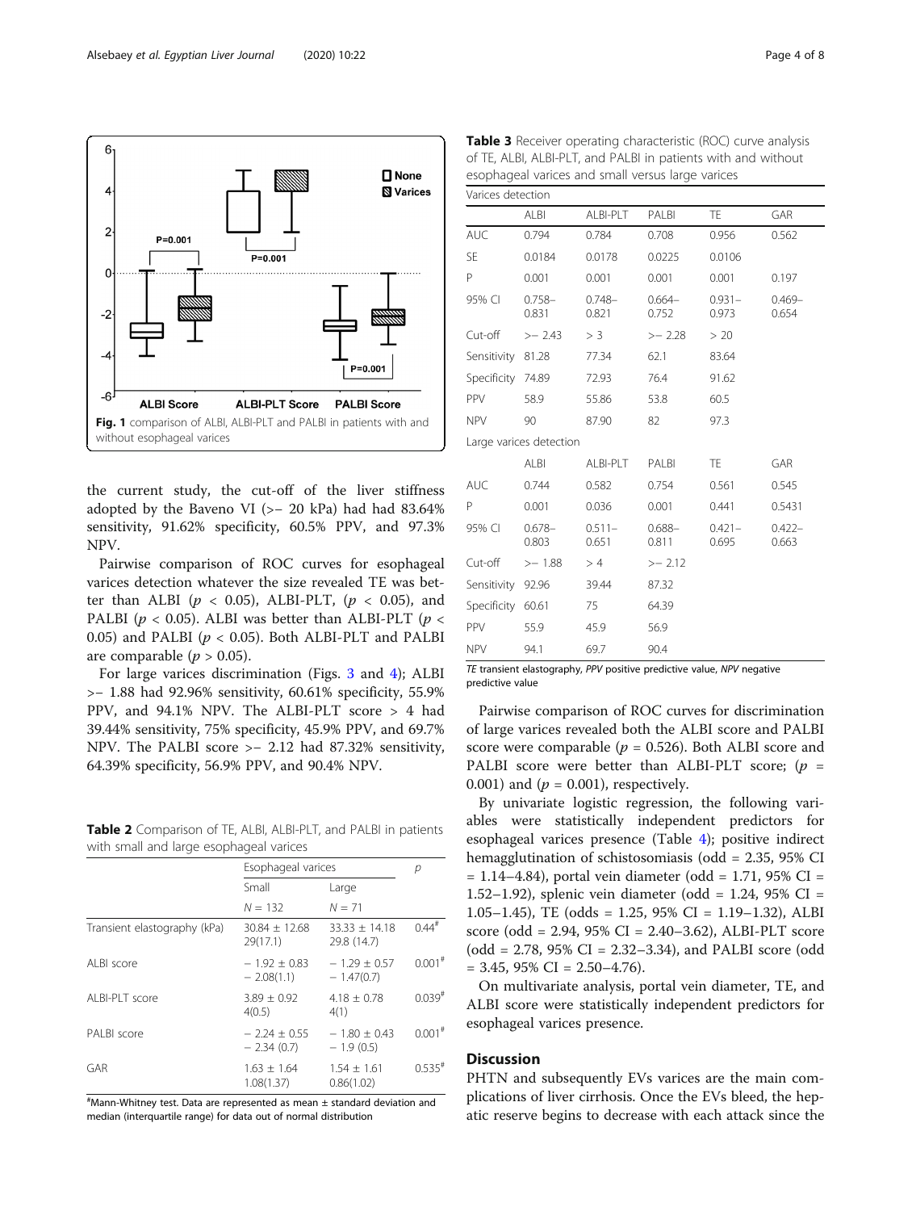Fig. 1 comparison of ALBI, ALBI-PLT and PALBI in patients with and without esophageal varices

the current study, the cut-off of the liver stiffness adopted by the Baveno VI (>– 20 kPa) had had 83.64% sensitivity, 91.62% specificity, 60.5% PPV, and 97.3% NPV.

Pairwise comparison of ROC curves for esophageal varices detection whatever the size revealed TE was better than ALBI ($p < 0.05$), ALBI-PLT, ($p < 0.05$), and PALBI ($p < 0.05$). ALBI was better than ALBI-PLT ($p < 0.05$) and PALBI ($p < 0.05$). Both ALBI-PLT and PALBI are comparable ($p > 0.05$).

For large varices discrimination (Figs. 3 and 4); ALBI >– 1.88 had 92.96% sensitivity, 60.61% specificity, 55.9% PPV, and 94.1% NPV. The ALBI-PLT score > 4 had 39.44% sensitivity, 75% specificity, 45.9% PPV, and 69.7% NPV. The PALBI score >– 2.12 had 87.32% sensitivity, 64.39% specificity, 56.9% PPV, and 90.4% NPV.

**Table 2** Comparison of TE, ALBI, ALBI-PLT, and PALBI in patients with small and large esophageal varices

| | Esophageal varices | | p |
|---|---|---|---|
| | Small | Large | |
| | N = 132 | N = 71 | |
| Transient elastography (kPa) | 30.84 ± 12.68 29(17.1) | 33.33 ± 14.18 29.8 (14.7) | 0.44[#] |
| ALBI score | − 1.92 ± 0.83 − 2.08(1.1) | − 1.29 ± 0.57 − 1.47(0.7) | 0.001[#] |
| ALBI-PLT score | 3.89 ± 0.92 4(0.5) | 4.18 ± 0.78 4(1) | 0.039[#] |
| PALBI score | − 2.24 ± 0.55 − 2.34 (0.7) | − 1.80 ± 0.43 − 1.9 (0.5) | 0.001[#] |
| GAR | 1.63 ± 1.64 1.08(1.37) | 1.54 ± 1.61 0.86(1.02) | 0.535[#] |

[#]Mann-Whitney test. Data are represented as mean ± standard deviation and median (interquartile range) for data out of normal distribution

**Table 3** Receiver operating characteristic (ROC) curve analysis of TE, ALBI, ALBI-PLT, and PALBI in patients with and without esophageal varices and small versus large varices

| Varices detection | | | | | |
|---|---|---|---|---|---|
| | ALBI | ALBI-PLT | PALBI | TE | GAR |
| AUC | 0.794 | 0.784 | 0.708 | 0.956 | 0.562 |
| SE | 0.0184 | 0.0178 | 0.0225 | 0.0106 | |
| P | 0.001 | 0.001 | 0.001 | 0.001 | 0.197 |
| 95% CI | 0.758–0.831 | 0.748–0.821 | 0.664–0.752 | 0.931–0.973 | 0.469–0.654 |
| Cut-off | >– 2.43 | > 3 | >– 2.28 | > 20 | |
| Sensitivity | 81.28 | 77.34 | 62.1 | 83.64 | |
| Specificity | 74.89 | 72.93 | 76.4 | 91.62 | |
| PPV | 58.9 | 55.86 | 53.8 | 60.5 | |
| NPV | 90 | 87.90 | 82 | 97.3 | |
| **Large varices detection** | | | | | |
| | ALBI | ALBI-PLT | PALBI | TE | GAR |
| AUC | 0.744 | 0.582 | 0.754 | 0.561 | 0.545 |
| P | 0.001 | 0.036 | 0.001 | 0.441 | 0.5431 |
| 95% CI | 0.678–0.803 | 0.511–0.651 | 0.688–0.811 | 0.421–0.695 | 0.422–0.663 |
| Cut-off | >– 1.88 | > 4 | >– 2.12 | | |
| Sensitivity | 92.96 | 39.44 | 87.32 | | |
| Specificity | 60.61 | 75 | 64.39 | | |
| PPV | 55.9 | 45.9 | 56.9 | | |
| NPV | 94.1 | 69.7 | 90.4 | | |

*TE* transient elastography, *PPV* positive predictive value, *NPV* negative predictive value

Pairwise comparison of ROC curves for discrimination of large varices revealed both the ALBI score and PALBI score were comparable ($p = 0.526$). Both ALBI score and PALBI score were better than ALBI-PLT score; ($p = 0.001$) and ($p = 0.001$), respectively.

By univariate logistic regression, the following variables were statistically independent predictors for esophageal varices presence (Table 4); positive indirect hemagglutination of schistosomiasis (odd = 2.35, 95% CI = 1.14–4.84), portal vein diameter (odd = 1.71, 95% CI = 1.52–1.92), splenic vein diameter (odd = 1.24, 95% CI = 1.05–1.45), TE (odds = 1.25, 95% CI = 1.19–1.32), ALBI score (odd = 2.94, 95% CI = 2.40–3.62), ALBI-PLT score (odd = 2.78, 95% CI = 2.32–3.34), and PALBI score (odd = 3.45, 95% CI = 2.50–4.76).

On multivariate analysis, portal vein diameter, TE, and ALBI score were statistically independent predictors for esophageal varices presence.

## Discussion

PHTN and subsequently EVs varices are the main complications of liver cirrhosis. Once the EVs bleed, the hepatic reserve begins to decrease with each attack since the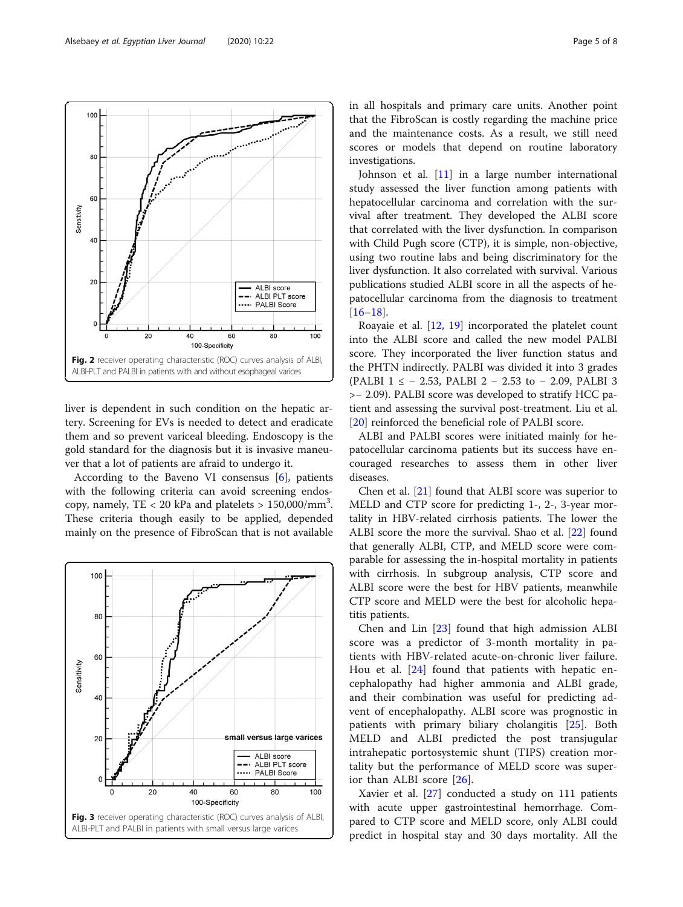Fig. 2 receiver operating characteristic (ROC) curves analysis of ALBI, ALBI-PLT and PALBI in patients with and without esophageal varices

liver is dependent in such condition on the hepatic artery. Screening for EVs is needed to detect and eradicate them and so prevent variceal bleeding. Endoscopy is the gold standard for the diagnosis but it is invasive maneuver that a lot of patients are afraid to undergo it.

According to the Baveno VI consensus [6], patients with the following criteria can avoid screening endoscopy, namely, TE < 20 kPa and platelets > 150,000/mm$^3$. These criteria though easily to be applied, depended mainly on the presence of FibroScan that is not available in all hospitals and primary care units. Another point that the FibroScan is costly regarding the machine price and the maintenance costs. As a result, we still need scores or models that depend on routine laboratory investigations.

Fig. 3 receiver operating characteristic (ROC) curves analysis of ALBI, ALBI-PLT and PALBI in patients with small versus large varices

Johnson et al. [11] in a large number international study assessed the liver function among patients with hepatocellular carcinoma and correlation with the survival after treatment. They developed the ALBI score that correlated with the liver dysfunction. In comparison with Child Pugh score (CTP), it is simple, non-objective, using two routine labs and being discriminatory for the liver dysfunction. It also correlated with survival. Various publications studied ALBI score in all the aspects of hepatocellular carcinoma from the diagnosis to treatment [16–18].

Roayaie et al. [12, 19] incorporated the platelet count into the ALBI score and called the new model PALBI score. They incorporated the liver function status and the PHTN indirectly. PALBI was divided it into 3 grades (PALBI 1 ≤ − 2.53, PALBI 2 − 2.53 to − 2.09, PALBI 3 >− 2.09). PALBI score was developed to stratify HCC patient and assessing the survival post-treatment. Liu et al. [20] reinforced the beneficial role of PALBI score.

ALBI and PALBI scores were initiated mainly for hepatocellular carcinoma patients but its success have encouraged researches to assess them in other liver diseases.

Chen et al. [21] found that ALBI score was superior to MELD and CTP score for predicting 1-, 2-, 3-year mortality in HBV-related cirrhosis patients. The lower the ALBI score the more the survival. Shao et al. [22] found that generally ALBI, CTP, and MELD score were comparable for assessing the in-hospital mortality in patients with cirrhosis. In subgroup analysis, CTP score and ALBI score were the best for HBV patients, meanwhile CTP score and MELD were the best for alcoholic hepatitis patients.

Chen and Lin [23] found that high admission ALBI score was a predictor of 3-month mortality in patients with HBV-related acute-on-chronic liver failure. Hou et al. [24] found that patients with hepatic encephalopathy had higher ammonia and ALBI grade, and their combination was useful for predicting advent of encephalopathy. ALBI score was prognostic in patients with primary biliary cholangitis [25]. Both MELD and ALBI predicted the post transjugular intrahepatic portosystemic shunt (TIPS) creation mortality but the performance of MELD score was superior than ALBI score [26].

Xavier et al. [27] conducted a study on 111 patients with acute upper gastrointestinal hemorrhage. Compared to CTP score and MELD score, only ALBI could predict in hospital stay and 30 days mortality. All the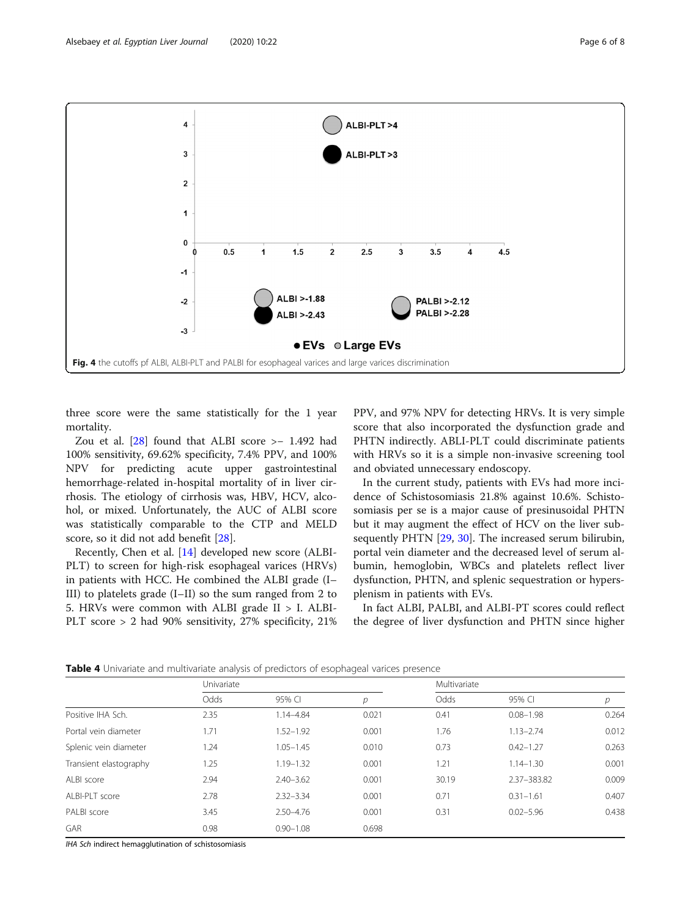Fig. 4 the cutoffs pf ALBI, ALBI-PLT and PALBI for esophageal varices and large varices discrimination

three score were the same statistically for the 1 year mortality.

Zou et al. [28] found that ALBI score >– 1.492 had 100% sensitivity, 69.62% specificity, 7.4% PPV, and 100% NPV for predicting acute upper gastrointestinal hemorrhage-related in-hospital mortality of in liver cirrhosis. The etiology of cirrhosis was, HBV, HCV, alcohol, or mixed. Unfortunately, the AUC of ALBI score was statistically comparable to the CTP and MELD score, so it did not add benefit [28].

Recently, Chen et al. [14] developed new score (ALBI-PLT) to screen for high-risk esophageal varices (HRVs) in patients with HCC. He combined the ALBI grade (I–III) to platelets grade (I–II) so the sum ranged from 2 to 5. HRVs were common with ALBI grade II > I. ALBI-PLT score > 2 had 90% sensitivity, 27% specificity, 21% PPV, and 97% NPV for detecting HRVs. It is very simple score that also incorporated the dysfunction grade and PHTN indirectly. ABLI-PLT could discriminate patients with HRVs so it is a simple non-invasive screening tool and obviated unnecessary endoscopy.

In the current study, patients with EVs had more incidence of Schistosomiasis 21.8% against 10.6%. Schistosomiasis per se is a major cause of presinusoidal PHTN but it may augment the effect of HCV on the liver subsequently PHTN [29, 30]. The increased serum bilirubin, portal vein diameter and the decreased level of serum albumin, hemoglobin, WBCs and platelets reflect liver dysfunction, PHTN, and splenic sequestration or hypersplenism in patients with EVs.

In fact ALBI, PALBI, and ALBI-PT scores could reflect the degree of liver dysfunction and PHTN since higher

**Table 4** Univariate and multivariate analysis of predictors of esophageal varices presence

| | Univariate | | | Multivariate | | |
|---|---|---|---|---|---|---|
| | Odds | 95% CI | p | Odds | 95% CI | p |
| Positive IHA Sch. | 2.35 | 1.14–4.84 | 0.021 | 0.41 | 0.08–1.98 | 0.264 |
| Portal vein diameter | 1.71 | 1.52–1.92 | 0.001 | 1.76 | 1.13–2.74 | 0.012 |
| Splenic vein diameter | 1.24 | 1.05–1.45 | 0.010 | 0.73 | 0.42–1.27 | 0.263 |
| Transient elastography | 1.25 | 1.19–1.32 | 0.001 | 1.21 | 1.14–1.30 | 0.001 |
| ALBI score | 2.94 | 2.40–3.62 | 0.001 | 30.19 | 2.37–383.82 | 0.009 |
| ALBI-PLT score | 2.78 | 2.32–3.34 | 0.001 | 0.71 | 0.31–1.61 | 0.407 |
| PALBI score | 3.45 | 2.50–4.76 | 0.001 | 0.31 | 0.02–5.96 | 0.438 |
| GAR | 0.98 | 0.90–1.08 | 0.698 | | | |

*IHA Sch* indirect hemagglutination of schistosomiasis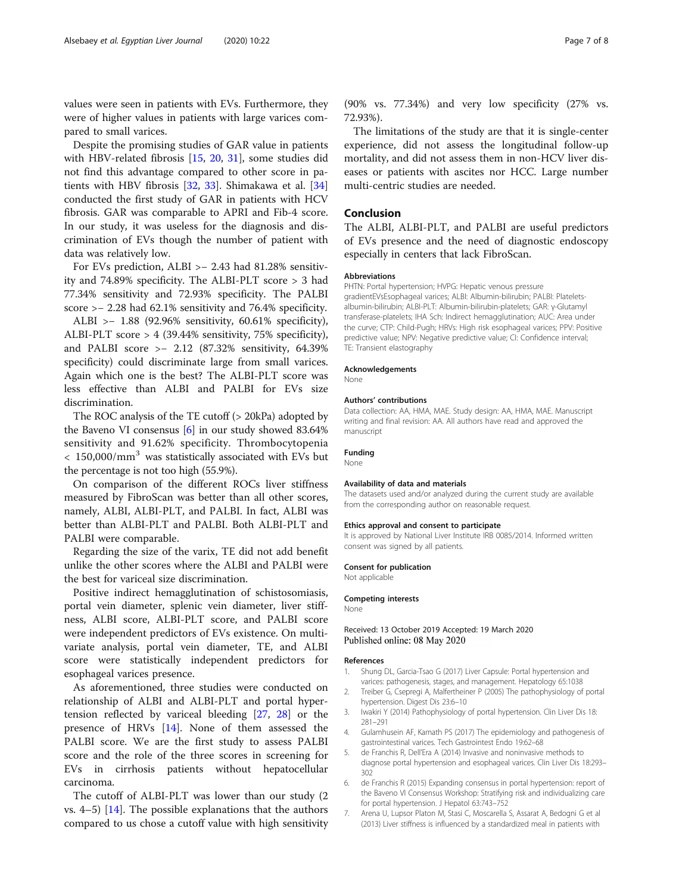values were seen in patients with EVs. Furthermore, they were of higher values in patients with large varices compared to small varices.

Despite the promising studies of GAR value in patients with HBV-related fibrosis [15, 20, 31], some studies did not find this advantage compared to other score in patients with HBV fibrosis [32, 33]. Shimakawa et al. [34] conducted the first study of GAR in patients with HCV fibrosis. GAR was comparable to APRI and Fib-4 score. In our study, it was useless for the diagnosis and discrimination of EVs though the number of patient with data was relatively low.

For EVs prediction, ALBI >– 2.43 had 81.28% sensitivity and 74.89% specificity. The ALBI-PLT score > 3 had 77.34% sensitivity and 72.93% specificity. The PALBI score >– 2.28 had 62.1% sensitivity and 76.4% specificity.

ALBI >– 1.88 (92.96% sensitivity, 60.61% specificity), ALBI-PLT score > 4 (39.44% sensitivity, 75% specificity), and PALBI score >– 2.12 (87.32% sensitivity, 64.39% specificity) could discriminate large from small varices. Again which one is the best? The ALBI-PLT score was less effective than ALBI and PALBI for EVs size discrimination.

The ROC analysis of the TE cutoff (> 20kPa) adopted by the Baveno VI consensus [6] in our study showed 83.64% sensitivity and 91.62% specificity. Thrombocytopenia < 150,000/mm$^3$ was statistically associated with EVs but the percentage is not too high (55.9%).

On comparison of the different ROCs liver stiffness measured by FibroScan was better than all other scores, namely, ALBI, ALBI-PLT, and PALBI. In fact, ALBI was better than ALBI-PLT and PALBI. Both ALBI-PLT and PALBI were comparable.

Regarding the size of the varix, TE did not add benefit unlike the other scores where the ALBI and PALBI were the best for variceal size discrimination.

Positive indirect hemagglutination of schistosomiasis, portal vein diameter, splenic vein diameter, liver stiffness, ALBI score, ALBI-PLT score, and PALBI score were independent predictors of EVs existence. On multivariate analysis, portal vein diameter, TE, and ALBI score were statistically independent predictors for esophageal varices presence.

As aforementioned, three studies were conducted on relationship of ALBI and ALBI-PLT and portal hypertension reflected by variceal bleeding [27, 28] or the presence of HRVs [14]. None of them assessed the PALBI score. We are the first study to assess PALBI score and the role of the three scores in screening for EVs in cirrhosis patients without hepatocellular carcinoma.

The cutoff of ALBI-PLT was lower than our study (2 vs. 4–5) [14]. The possible explanations that the authors compared to us chose a cutoff value with high sensitivity (90% vs. 77.34%) and very low specificity (27% vs. 72.93%).

The limitations of the study are that it is single-center experience, did not assess the longitudinal follow-up mortality, and did not assess them in non-HCV liver diseases or patients with ascites nor HCC. Large number multi-centric studies are needed.

## Conclusion

The ALBI, ALBI-PLT, and PALBI are useful predictors of EVs presence and the need of diagnostic endoscopy especially in centers that lack FibroScan.

#### Abbreviations

PHTN: Portal hypertension; HVPG: Hepatic venous pressure gradientEVsEsophageal varices; ALBI: Albumin-bilirubin; PALBI: Platelets-albumin-bilirubin; ALBI-PLT: Albumin-bilirubin-platelets; GAR: γ-Glutamyl transferase-platelets; IHA Sch: Indirect hemagglutination; AUC: Area under the curve; CTP: Child-Pugh; HRVs: High risk esophageal varices; PPV: Positive predictive value; NPV: Negative predictive value; CI: Confidence interval; TE: Transient elastography

#### Acknowledgements

None

#### Authors' contributions

Data collection: AA, HMA, MAE. Study design: AA, HMA, MAE. Manuscript writing and final revision: AA. All authors have read and approved the manuscript

#### Funding

None

#### Availability of data and materials

The datasets used and/or analyzed during the current study are available from the corresponding author on reasonable request.

#### Ethics approval and consent to participate

It is approved by National Liver Institute IRB 0085/2014. Informed written consent was signed by all patients.

#### Consent for publication

Not applicable

#### Competing interests

None

Received: 13 October 2019 Accepted: 19 March 2020
Published online: 08 May 2020

#### References

1. Shung DL, Garcia-Tsao G (2017) Liver Capsule: Portal hypertension and varices: pathogenesis, stages, and management. Hepatology 65:1038
2. Treiber G, Csepregi A, Malfertheiner P (2005) The pathophysiology of portal hypertension. Digest Dis 23:6–10
3. Iwakiri Y (2014) Pathophysiology of portal hypertension. Clin Liver Dis 18: 281–291
4. Gulamhusein AF, Kamath PS (2017) The epidemiology and pathogenesis of gastrointestinal varices. Tech Gastrointest Endo 19:62–68
5. de Franchis R, Dell'Era A (2014) Invasive and noninvasive methods to diagnose portal hypertension and esophageal varices. Clin Liver Dis 18:293–302
6. de Franchis R (2015) Expanding consensus in portal hypertension: report of the Baveno VI Consensus Workshop: Stratifying risk and individualizing care for portal hypertension. J Hepatol 63:743–752
7. Arena U, Lupsor Platon M, Stasi C, Moscarella S, Assarat A, Bedogni G et al (2013) Liver stiffness is influenced by a standardized meal in patients with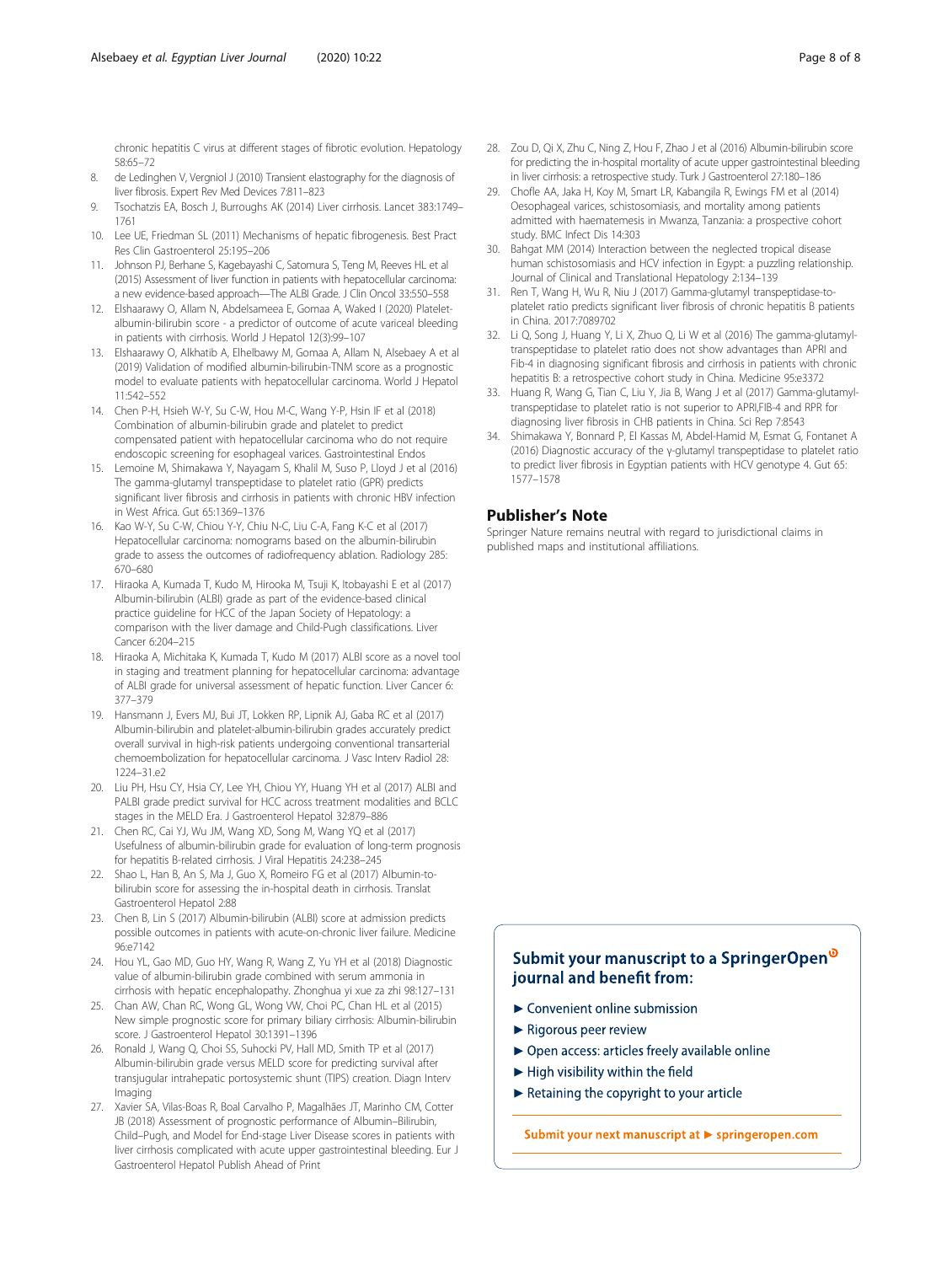chronic hepatitis C virus at different stages of fibrotic evolution. Hepatology 58:65–72

8. de Ledinghen V, Vergniol J (2010) Transient elastography for the diagnosis of liver fibrosis. Expert Rev Med Devices 7:811–823
9. Tsochatzis EA, Bosch J, Burroughs AK (2014) Liver cirrhosis. Lancet 383:1749–1761
10. Lee UE, Friedman SL (2011) Mechanisms of hepatic fibrogenesis. Best Pract Res Clin Gastroenterol 25:195–206
11. Johnson PJ, Berhane S, Kagebayashi C, Satomura S, Teng M, Reeves HL et al (2015) Assessment of liver function in patients with hepatocellular carcinoma: a new evidence-based approach—The ALBI Grade. J Clin Oncol 33:550–558
12. Elshaarawy O, Allam N, Abdelsameea E, Gomaa A, Waked I (2020) Platelet-albumin-bilirubin score - a predictor of outcome of acute variceal bleeding in patients with cirrhosis. World J Hepatol 12(3):99–107
13. Elshaarawy O, Alkhatib A, Elhelbawy M, Gomaa A, Allam N, Alsebaey A et al (2019) Validation of modified albumin-bilirubin-TNM score as a prognostic model to evaluate patients with hepatocellular carcinoma. World J Hepatol 11:542–552
14. Chen P-H, Hsieh W-Y, Su C-W, Hou M-C, Wang Y-P, Hsin IF et al (2018) Combination of albumin-bilirubin grade and platelet to predict compensated patient with hepatocellular carcinoma who do not require endoscopic screening for esophageal varices. Gastrointestinal Endos
15. Lemoine M, Shimakawa Y, Nayagam S, Khalil M, Suso P, Lloyd J et al (2016) The gamma-glutamyl transpeptidase to platelet ratio (GPR) predicts significant liver fibrosis and cirrhosis in patients with chronic HBV infection in West Africa. Gut 65:1369–1376
16. Kao W-Y, Su C-W, Chiou Y-Y, Chiu N-C, Liu C-A, Fang K-C et al (2017) Hepatocellular carcinoma: nomograms based on the albumin-bilirubin grade to assess the outcomes of radiofrequency ablation. Radiology 285: 670–680
17. Hiraoka A, Kumada T, Kudo M, Hirooka M, Tsuji K, Itobayashi E et al (2017) Albumin-bilirubin (ALBI) grade as part of the evidence-based clinical practice guideline for HCC of the Japan Society of Hepatology: a comparison with the liver damage and Child-Pugh classifications. Liver Cancer 6:204–215
18. Hiraoka A, Michitaka K, Kumada T, Kudo M (2017) ALBI score as a novel tool in staging and treatment planning for hepatocellular carcinoma: advantage of ALBI grade for universal assessment of hepatic function. Liver Cancer 6: 377–379
19. Hansmann J, Evers MJ, Bui JT, Lokken RP, Lipnik AJ, Gaba RC et al (2017) Albumin-bilirubin and platelet-albumin-bilirubin grades accurately predict overall survival in high-risk patients undergoing conventional transarterial chemoembolization for hepatocellular carcinoma. J Vasc Interv Radiol 28: 1224–31.e2
20. Liu PH, Hsu CY, Hsia CY, Lee YH, Chiou YY, Huang YH et al (2017) ALBI and PALBI grade predict survival for HCC across treatment modalities and BCLC stages in the MELD Era. J Gastroenterol Hepatol 32:879–886
21. Chen RC, Cai YJ, Wu JM, Wang XD, Song M, Wang YQ et al (2017) Usefulness of albumin-bilirubin grade for evaluation of long-term prognosis for hepatitis B-related cirrhosis. J Viral Hepatitis 24:238–245
22. Shao L, Han B, An S, Ma J, Guo X, Romeiro FG et al (2017) Albumin-to-bilirubin score for assessing the in-hospital death in cirrhosis. Translat Gastroenterol Hepatol 2:88
23. Chen B, Lin S (2017) Albumin-bilirubin (ALBI) score at admission predicts possible outcomes in patients with acute-on-chronic liver failure. Medicine 96:e7142
24. Hou YL, Gao MD, Guo HY, Wang R, Wang Z, Yu YH et al (2018) Diagnostic value of albumin-bilirubin grade combined with serum ammonia in cirrhosis with hepatic encephalopathy. Zhonghua yi xue za zhi 98:127–131
25. Chan AW, Chan RC, Wong GL, Wong VW, Choi PC, Chan HL et al (2015) New simple prognostic score for primary biliary cirrhosis: Albumin-bilirubin score. J Gastroenterol Hepatol 30:1391–1396
26. Ronald J, Wang Q, Choi SS, Suhocki PV, Hall MD, Smith TP et al (2017) Albumin-bilirubin grade versus MELD score for predicting survival after transjugular intrahepatic portosystemic shunt (TIPS) creation. Diagn Interv Imaging
27. Xavier SA, Vilas-Boas R, Boal Carvalho P, Magalhães JT, Marinho CM, Cotter JB (2018) Assessment of prognostic performance of Albumin–Bilirubin, Child–Pugh, and Model for End-stage Liver Disease scores in patients with liver cirrhosis complicated with acute upper gastrointestinal bleeding. Eur J Gastroenterol Hepatol Publish Ahead of Print
28. Zou D, Qi X, Zhu C, Ning Z, Hou F, Zhao J et al (2016) Albumin-bilirubin score for predicting the in-hospital mortality of acute upper gastrointestinal bleeding in liver cirrhosis: a retrospective study. Turk J Gastroenterol 27:180–186
29. Chofle AA, Jaka H, Koy M, Smart LR, Kabangila R, Ewings FM et al (2014) Oesophageal varices, schistosomiasis, and mortality among patients admitted with haematemesis in Mwanza, Tanzania: a prospective cohort study. BMC Infect Dis 14:303
30. Bahgat MM (2014) Interaction between the neglected tropical disease human schistosomiasis and HCV infection in Egypt: a puzzling relationship. Journal of Clinical and Translational Hepatology 2:134–139
31. Ren T, Wang H, Wu R, Niu J (2017) Gamma-glutamyl transpeptidase-to-platelet ratio predicts significant liver fibrosis of chronic hepatitis B patients in China. 2017:7089702
32. Li Q, Song J, Huang Y, Li X, Zhuo Q, Li W et al (2016) The gamma-glutamyl-transpeptidase to platelet ratio does not show advantages than APRI and Fib-4 in diagnosing significant fibrosis and cirrhosis in patients with chronic hepatitis B: a retrospective cohort study in China. Medicine 95:e3372
33. Huang R, Wang G, Tian C, Liu Y, Jia B, Wang J et al (2017) Gamma-glutamyl-transpeptidase to platelet ratio is not superior to APRI,FIB-4 and RPR for diagnosing liver fibrosis in CHB patients in China. Sci Rep 7:8543
34. Shimakawa Y, Bonnard P, El Kassas M, Abdel-Hamid M, Esmat G, Fontanet A (2016) Diagnostic accuracy of the γ-glutamyl transpeptidase to platelet ratio to predict liver fibrosis in Egyptian patients with HCV genotype 4. Gut 65: 1577–1578

## Publisher's Note

Springer Nature remains neutral with regard to jurisdictional claims in published maps and institutional affiliations.